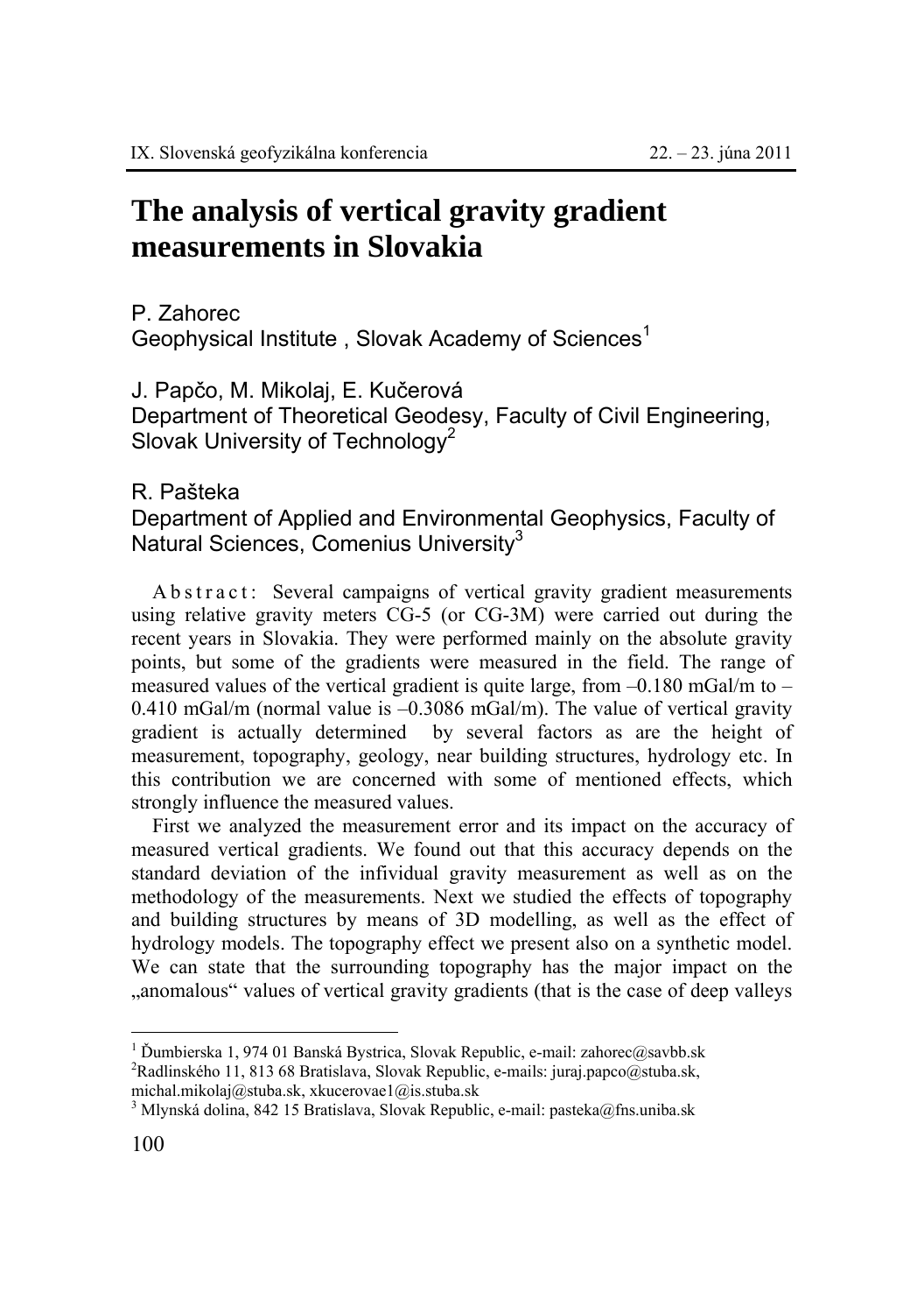# The analysis of vertical gravity gradient measurements in Slovakia

P. Zahorec
Geophysical Institute , Slovak Academy of Sciences[1]

J. Papčo, M. Mikolaj, E. Kučerová
Department of Theoretical Geodesy, Faculty of Civil Engineering, Slovak University of Technology[2]

R. Pašteka
Department of Applied and Environmental Geophysics, Faculty of Natural Sciences, Comenius University[3]

**Abstract:** Several campaigns of vertical gravity gradient measurements using relative gravity meters CG-5 (or CG-3M) were carried out during the recent years in Slovakia. They were performed mainly on the absolute gravity points, but some of the gradients were measured in the field. The range of measured values of the vertical gradient is quite large, from –0.180 mGal/m to –0.410 mGal/m (normal value is –0.3086 mGal/m). The value of vertical gravity gradient is actually determined by several factors as are the height of measurement, topography, geology, near building structures, hydrology etc. In this contribution we are concerned with some of mentioned effects, which strongly influence the measured values.

First we analyzed the measurement error and its impact on the accuracy of measured vertical gradients. We found out that this accuracy depends on the standard deviation of the infividual gravity measurement as well as on the methodology of the measurements. Next we studied the effects of topography and building structures by means of 3D modelling, as well as the effect of hydrology models. The topography effect we present also on a synthetic model. We can state that the surrounding topography has the major impact on the „anomalous" values of vertical gravity gradients (that is the case of deep valleys

---

[1] Ďumbierska 1, 974 01 Banská Bystrica, Slovak Republic, e-mail: zahorec@savbb.sk
[2] Radlinského 11, 813 68 Bratislava, Slovak Republic, e-mails: juraj.papco@stuba.sk, michal.mikolaj@stuba.sk, xkucerovae1@is.stuba.sk
[3] Mlynská dolina, 842 15 Bratislava, Slovak Republic, e-mail: pasteka@fns.uniba.sk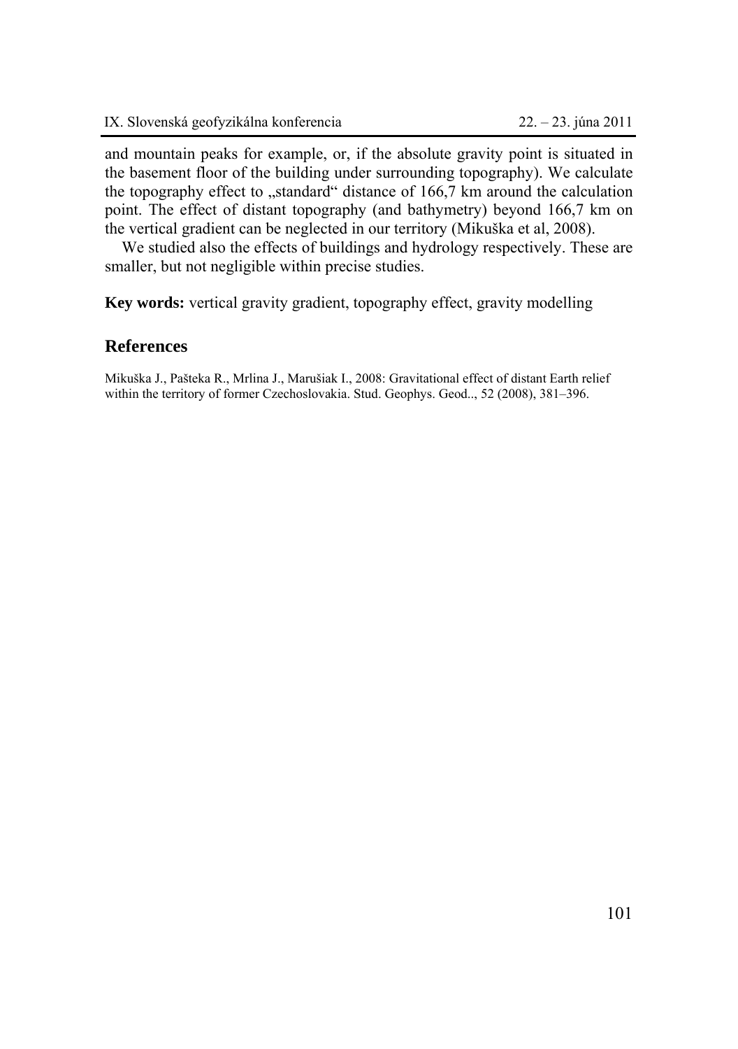and mountain peaks for example, or, if the absolute gravity point is situated in the basement floor of the building under surrounding topography). We calculate the topography effect to „standard" distance of 166,7 km around the calculation point. The effect of distant topography (and bathymetry) beyond 166,7 km on the vertical gradient can be neglected in our territory (Mikuška et al, 2008).

We studied also the effects of buildings and hydrology respectively. These are smaller, but not negligible within precise studies.

**Key words:** vertical gravity gradient, topography effect, gravity modelling

## References

Mikuška J., Pašteka R., Mrlina J., Marušiak I., 2008: Gravitational effect of distant Earth relief within the territory of former Czechoslovakia. Stud. Geophys. Geod.., 52 (2008), 381–396.